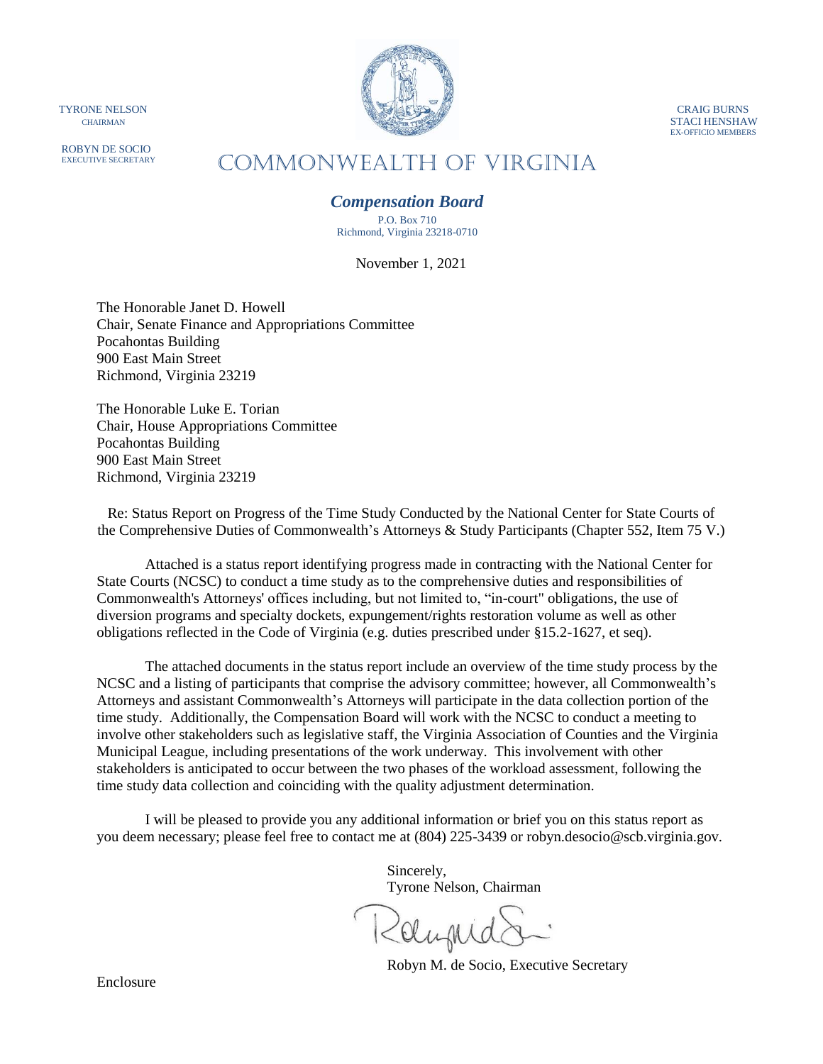TYRONE NELSON
CHAIRMAN

ROBYN DE SOCIO
EXECUTIVE SECRETARY

CRAIG BURNS
STACI HENSHAW
EX-OFFICIO MEMBERS

# COMMONWEALTH OF VIRGINIA

## *Compensation Board*

P.O. Box 710
Richmond, Virginia 23218-0710

November 1, 2021

The Honorable Janet D. Howell
Chair, Senate Finance and Appropriations Committee
Pocahontas Building
900 East Main Street
Richmond, Virginia 23219

The Honorable Luke E. Torian
Chair, House Appropriations Committee
Pocahontas Building
900 East Main Street
Richmond, Virginia 23219

Re: Status Report on Progress of the Time Study Conducted by the National Center for State Courts of the Comprehensive Duties of Commonwealth's Attorneys & Study Participants (Chapter 552, Item 75 V.)

Attached is a status report identifying progress made in contracting with the National Center for State Courts (NCSC) to conduct a time study as to the comprehensive duties and responsibilities of Commonwealth's Attorneys' offices including, but not limited to, "in-court" obligations, the use of diversion programs and specialty dockets, expungement/rights restoration volume as well as other obligations reflected in the Code of Virginia (e.g. duties prescribed under §15.2-1627, et seq).

The attached documents in the status report include an overview of the time study process by the NCSC and a listing of participants that comprise the advisory committee; however, all Commonwealth's Attorneys and assistant Commonwealth's Attorneys will participate in the data collection portion of the time study. Additionally, the Compensation Board will work with the NCSC to conduct a meeting to involve other stakeholders such as legislative staff, the Virginia Association of Counties and the Virginia Municipal League, including presentations of the work underway. This involvement with other stakeholders is anticipated to occur between the two phases of the workload assessment, following the time study data collection and coinciding with the quality adjustment determination.

I will be pleased to provide you any additional information or brief you on this status report as you deem necessary; please feel free to contact me at (804) 225-3439 or robyn.desocio@scb.virginia.gov.

Sincerely,
Tyrone Nelson, Chairman

Robyn M. de Socio, Executive Secretary

Enclosure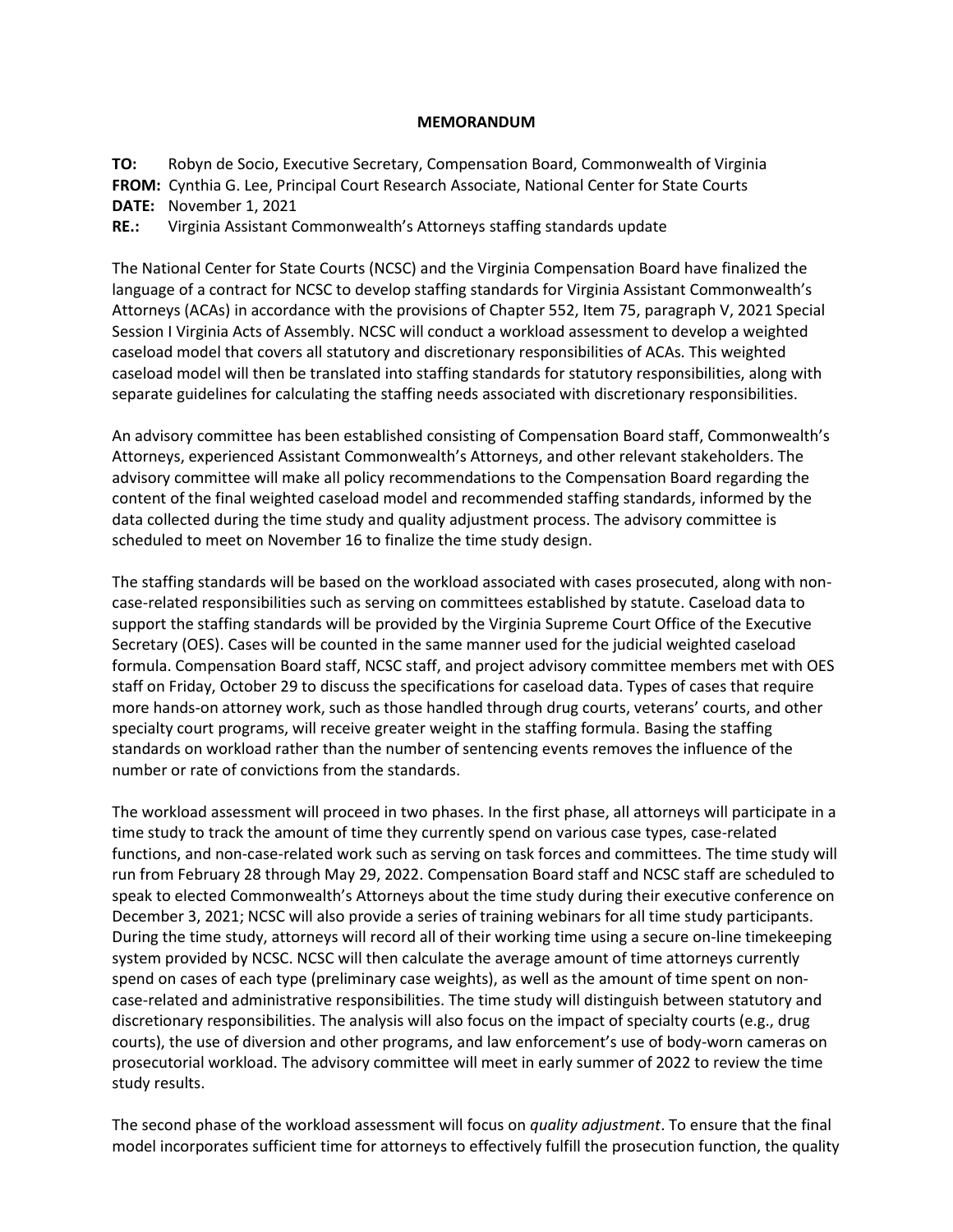**MEMORANDUM**

**TO:** Robyn de Socio, Executive Secretary, Compensation Board, Commonwealth of Virginia
**FROM:** Cynthia G. Lee, Principal Court Research Associate, National Center for State Courts
**DATE:** November 1, 2021
**RE.:** Virginia Assistant Commonwealth's Attorneys staffing standards update

The National Center for State Courts (NCSC) and the Virginia Compensation Board have finalized the language of a contract for NCSC to develop staffing standards for Virginia Assistant Commonwealth's Attorneys (ACAs) in accordance with the provisions of Chapter 552, Item 75, paragraph V, 2021 Special Session I Virginia Acts of Assembly. NCSC will conduct a workload assessment to develop a weighted caseload model that covers all statutory and discretionary responsibilities of ACAs. This weighted caseload model will then be translated into staffing standards for statutory responsibilities, along with separate guidelines for calculating the staffing needs associated with discretionary responsibilities.

An advisory committee has been established consisting of Compensation Board staff, Commonwealth's Attorneys, experienced Assistant Commonwealth's Attorneys, and other relevant stakeholders. The advisory committee will make all policy recommendations to the Compensation Board regarding the content of the final weighted caseload model and recommended staffing standards, informed by the data collected during the time study and quality adjustment process. The advisory committee is scheduled to meet on November 16 to finalize the time study design.

The staffing standards will be based on the workload associated with cases prosecuted, along with non-case-related responsibilities such as serving on committees established by statute. Caseload data to support the staffing standards will be provided by the Virginia Supreme Court Office of the Executive Secretary (OES). Cases will be counted in the same manner used for the judicial weighted caseload formula. Compensation Board staff, NCSC staff, and project advisory committee members met with OES staff on Friday, October 29 to discuss the specifications for caseload data. Types of cases that require more hands-on attorney work, such as those handled through drug courts, veterans' courts, and other specialty court programs, will receive greater weight in the staffing formula. Basing the staffing standards on workload rather than the number of sentencing events removes the influence of the number or rate of convictions from the standards.

The workload assessment will proceed in two phases. In the first phase, all attorneys will participate in a time study to track the amount of time they currently spend on various case types, case-related functions, and non-case-related work such as serving on task forces and committees. The time study will run from February 28 through May 29, 2022. Compensation Board staff and NCSC staff are scheduled to speak to elected Commonwealth's Attorneys about the time study during their executive conference on December 3, 2021; NCSC will also provide a series of training webinars for all time study participants. During the time study, attorneys will record all of their working time using a secure on-line timekeeping system provided by NCSC. NCSC will then calculate the average amount of time attorneys currently spend on cases of each type (preliminary case weights), as well as the amount of time spent on non-case-related and administrative responsibilities. The time study will distinguish between statutory and discretionary responsibilities. The analysis will also focus on the impact of specialty courts (e.g., drug courts), the use of diversion and other programs, and law enforcement's use of body-worn cameras on prosecutorial workload. The advisory committee will meet in early summer of 2022 to review the time study results.

The second phase of the workload assessment will focus on *quality adjustment*. To ensure that the final model incorporates sufficient time for attorneys to effectively fulfill the prosecution function, the quality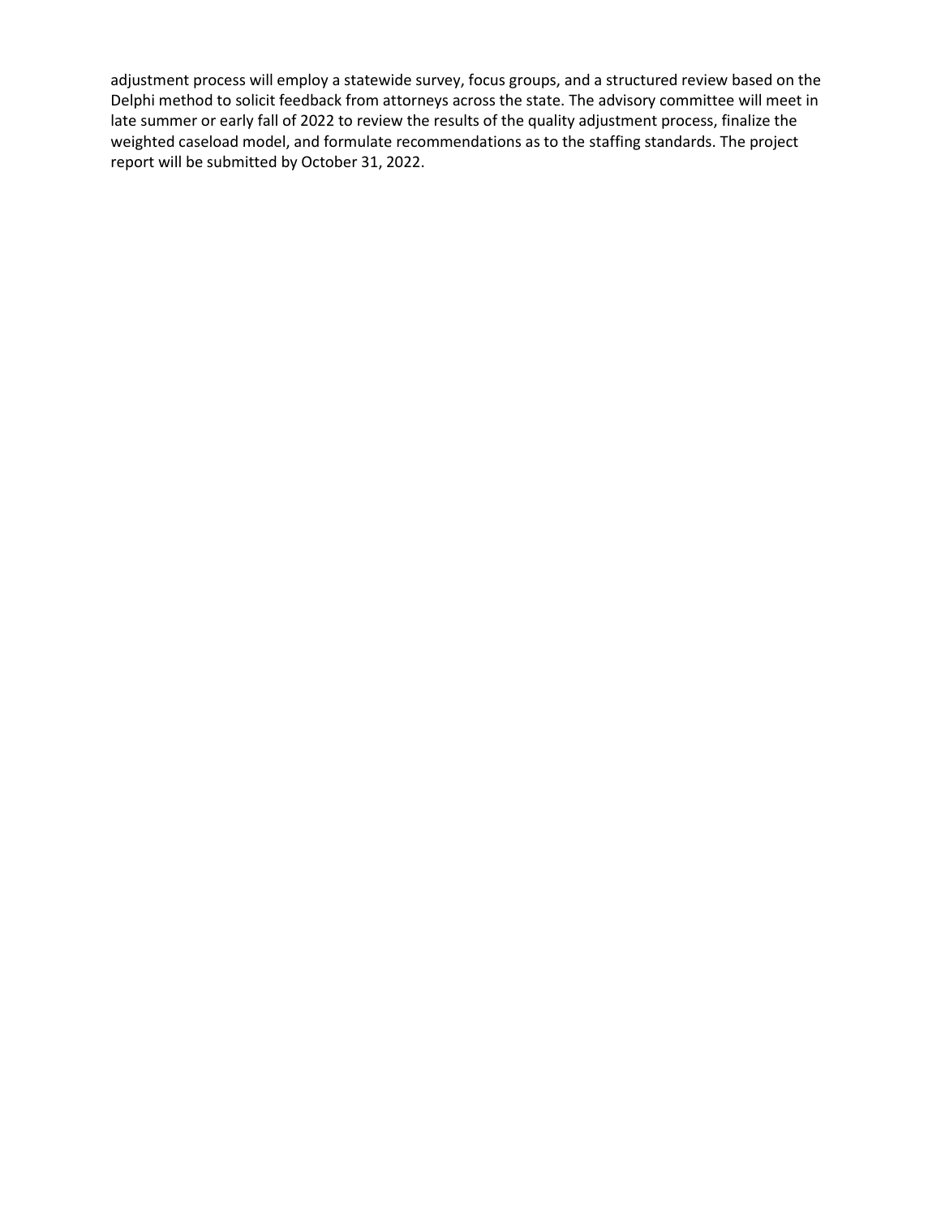adjustment process will employ a statewide survey, focus groups, and a structured review based on the Delphi method to solicit feedback from attorneys across the state. The advisory committee will meet in late summer or early fall of 2022 to review the results of the quality adjustment process, finalize the weighted caseload model, and formulate recommendations as to the staffing standards. The project report will be submitted by October 31, 2022.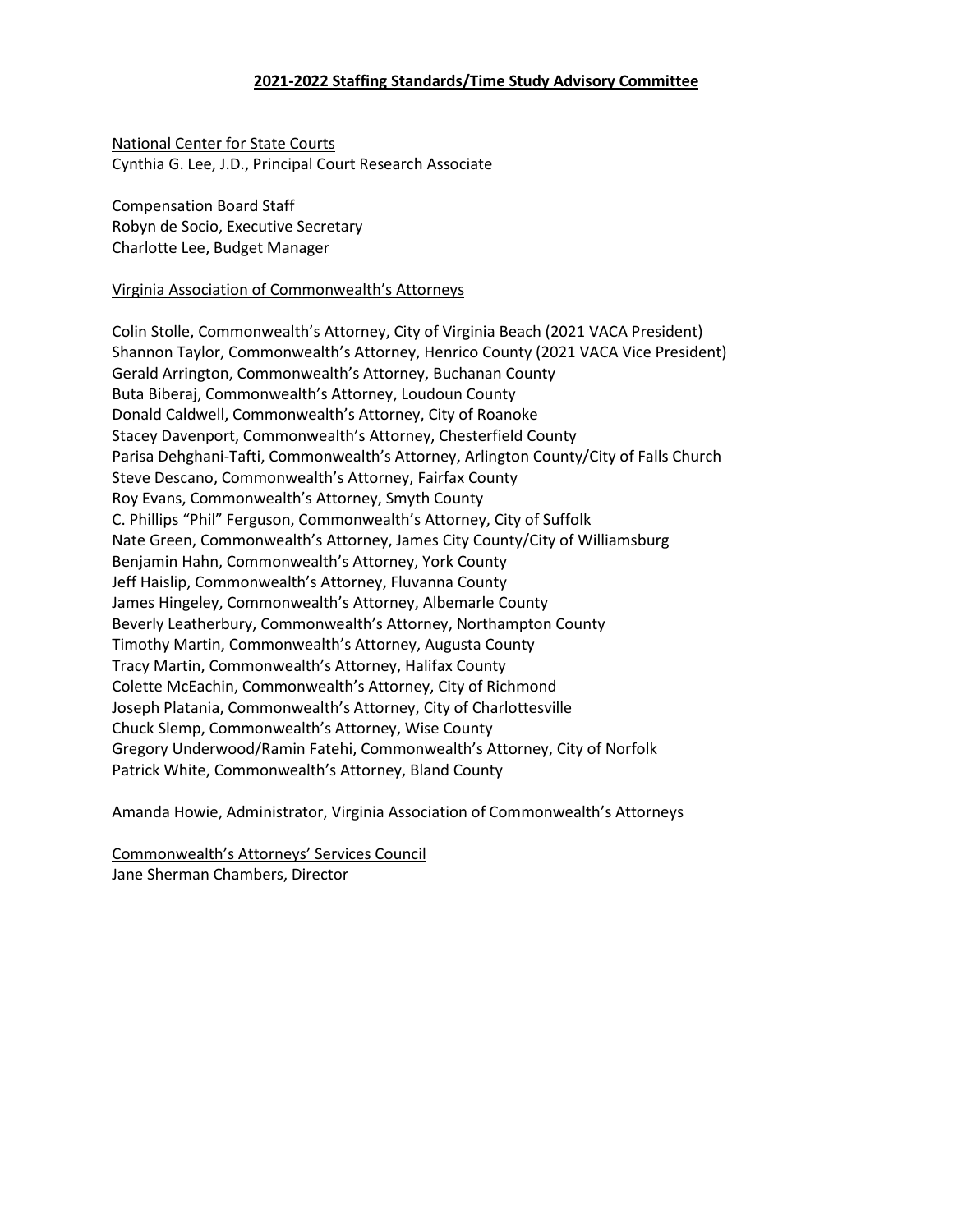# 2021-2022 Staffing Standards/Time Study Advisory Committee

National Center for State Courts
Cynthia G. Lee, J.D., Principal Court Research Associate

Compensation Board Staff
Robyn de Socio, Executive Secretary
Charlotte Lee, Budget Manager

Virginia Association of Commonwealth's Attorneys

Colin Stolle, Commonwealth's Attorney, City of Virginia Beach (2021 VACA President)
Shannon Taylor, Commonwealth's Attorney, Henrico County (2021 VACA Vice President)
Gerald Arrington, Commonwealth's Attorney, Buchanan County
Buta Biberaj, Commonwealth's Attorney, Loudoun County
Donald Caldwell, Commonwealth's Attorney, City of Roanoke
Stacey Davenport, Commonwealth's Attorney, Chesterfield County
Parisa Dehghani-Tafti, Commonwealth's Attorney, Arlington County/City of Falls Church
Steve Descano, Commonwealth's Attorney, Fairfax County
Roy Evans, Commonwealth's Attorney, Smyth County
C. Phillips "Phil" Ferguson, Commonwealth's Attorney, City of Suffolk
Nate Green, Commonwealth's Attorney, James City County/City of Williamsburg
Benjamin Hahn, Commonwealth's Attorney, York County
Jeff Haislip, Commonwealth's Attorney, Fluvanna County
James Hingeley, Commonwealth's Attorney, Albemarle County
Beverly Leatherbury, Commonwealth's Attorney, Northampton County
Timothy Martin, Commonwealth's Attorney, Augusta County
Tracy Martin, Commonwealth's Attorney, Halifax County
Colette McEachin, Commonwealth's Attorney, City of Richmond
Joseph Platania, Commonwealth's Attorney, City of Charlottesville
Chuck Slemp, Commonwealth's Attorney, Wise County
Gregory Underwood/Ramin Fatehi, Commonwealth's Attorney, City of Norfolk
Patrick White, Commonwealth's Attorney, Bland County

Amanda Howie, Administrator, Virginia Association of Commonwealth's Attorneys

Commonwealth's Attorneys' Services Council
Jane Sherman Chambers, Director